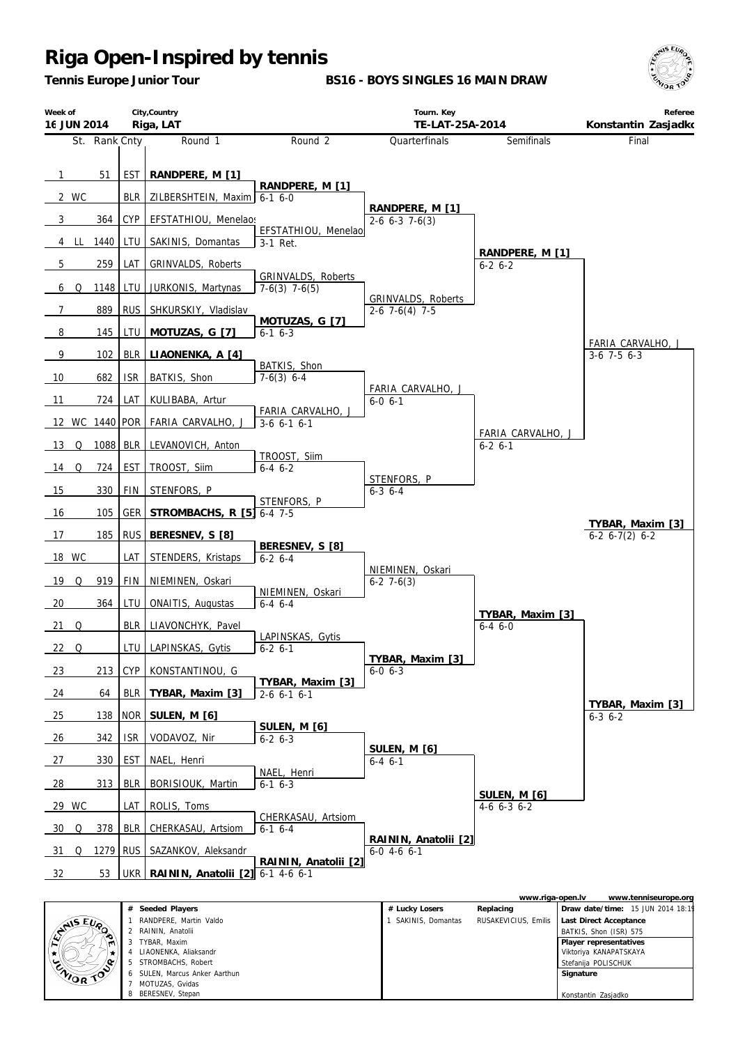# Riga Open-Inspired by tennis

**Tennis Europe Junior Tour**

**BS16 - BOYS SINGLES 16 MAIN DRAW**

| Week of | City,Country | Tourn. Key | Referee |
|---|---|---|---|
| 16 JUN 2014 | Riga, LAT | TE-LAT-25A-2014 | Konstantin Zasjadko |

| # | St. | Rank | Cnty | Round 1 | Round 2 | Quarterfinals | Semifinals | Final |
|---|---|---|---|---|---|---|---|---|
| 1 | | 51 | EST | **RANDPERE, M [1]** | | | | |
| | | | | | **RANDPERE, M [1]** | | | |
| 2 | WC | | BLR | ZILBERSHTEIN, Maxim | 6-1 6-0 | | | |
| | | | | | | **RANDPERE, M [1]** | | |
| 3 | | 364 | CYP | EFSTATHIOU, Menelaos | | 2-6 6-3 7-6(3) | | |
| | | | | | EFSTATHIOU, Menelao | | | |
| 4 | LL | 1440 | LTU | SAKINIS, Domantas | 3-1 Ret. | | | |
| | | | | | | | **RANDPERE, M [1]** | |
| 5 | | 259 | LAT | GRINVALDS, Roberts | | | 6-2 6-2 | |
| | | | | | GRINVALDS, Roberts | | | |
| 6 | Q | 1148 | LTU | JURKONIS, Martynas | 7-6(3) 7-6(5) | | | |
| | | | | | | GRINVALDS, Roberts | | |
| 7 | | 889 | RUS | SHKURSKIY, Vladislav | | 2-6 7-6(4) 7-5 | | |
| | | | | | **MOTUZAS, G [7]** | | | |
| 8 | | 145 | LTU | **MOTUZAS, G [7]** | 6-1 6-3 | | | |
| | | | | | | | | FARIA CARVALHO, J |
| 9 | | 102 | BLR | **LIAONENKA, A [4]** | | | | 3-6 7-5 6-3 |
| | | | | | BATKIS, Shon | | | |
| 10 | | 682 | ISR | BATKIS, Shon | 7-6(3) 6-4 | | | |
| | | | | | | FARIA CARVALHO, J | | |
| 11 | | 724 | LAT | KULIBABA, Artur | | 6-0 6-1 | | |
| | | | | | FARIA CARVALHO, J | | | |
| 12 | WC | 1440 | POR | FARIA CARVALHO, J | 3-6 6-1 6-1 | | | |
| | | | | | | | FARIA CARVALHO, J | |
| 13 | Q | 1088 | BLR | LEVANOVICH, Anton | | | 6-2 6-1 | |
| | | | | | TROOST, Siim | | | |
| 14 | Q | 724 | EST | TROOST, Siim | 6-4 6-2 | | | |
| | | | | | | STENFORS, P | | |
| 15 | | 330 | FIN | STENFORS, P | | 6-3 6-4 | | |
| | | | | | STENFORS, P | | | |
| 16 | | 105 | GER | **STROMBACHS, R [5]** | 6-4 7-5 | | | |
| | | | | | | | | **TYBAR, Maxim [3]** |
| 17 | | 185 | RUS | **BERESNEV, S [8]** | | | | 6-2 6-7(2) 6-2 |
| | | | | | **BERESNEV, S [8]** | | | |
| 18 | WC | | LAT | STENDERS, Kristaps | 6-2 6-4 | | | |
| | | | | | | NIEMINEN, Oskari | | |
| 19 | Q | 919 | FIN | NIEMINEN, Oskari | | 6-2 7-6(3) | | |
| | | | | | NIEMINEN, Oskari | | | |
| 20 | | 364 | LTU | ONAITIS, Augustas | 6-4 6-4 | | | |
| | | | | | | | **TYBAR, Maxim [3]** | |
| 21 | Q | | BLR | LIAVONCHYK, Pavel | | | 6-4 6-0 | |
| | | | | | LAPINSKAS, Gytis | | | |
| 22 | Q | | LTU | LAPINSKAS, Gytis | 6-2 6-1 | | | |
| | | | | | | **TYBAR, Maxim [3]** | | |
| 23 | | 213 | CYP | KONSTANTINOU, G | | 6-0 6-3 | | |
| | | | | | **TYBAR, Maxim [3]** | | | |
| 24 | | 64 | BLR | **TYBAR, Maxim [3]** | 2-6 6-1 6-1 | | | |
| | | | | | | | | **TYBAR, Maxim [3]** |
| 25 | | 138 | NOR | **SULEN, M [6]** | | | | 6-3 6-2 |
| | | | | | **SULEN, M [6]** | | | |
| 26 | | 342 | ISR | VODAVOZ, Nir | 6-2 6-3 | | | |
| | | | | | | **SULEN, M [6]** | | |
| 27 | | 330 | EST | NAEL, Henri | | 6-4 6-1 | | |
| | | | | | NAEL, Henri | | | |
| 28 | | 313 | BLR | BORISIOUK, Martin | 6-1 6-3 | | | |
| | | | | | | | **SULEN, M [6]** | |
| 29 | WC | | LAT | ROLIS, Toms | | | 4-6 6-3 6-2 | |
| | | | | | CHERKASAU, Artsiom | | | |
| 30 | Q | 378 | BLR | CHERKASAU, Artsiom | 6-1 6-4 | | | |
| | | | | | | **RAININ, Anatolii [2]** | | |
| 31 | Q | 1279 | RUS | SAZANKOV, Aleksandr | | 6-0 4-6 6-1 | | |
| | | | | | **RAININ, Anatolii [2]** | | | |
| 32 | | 53 | UKR | **RAININ, Anatolii [2]** | 6-1 4-6 6-1 | | | |

www.riga-open.lv www.tenniseurope.org

| # | Seeded Players | # | Lucky Losers | Replacing | |
|---|---|---|---|---|---|
| 1 | RANDPERE, Martin Valdo | 1 | SAKINIS, Domantas | RUSAKEVICIUS, Emilis | **Draw date/time:** 15 JUN 2014 18:19 |
| 2 | RAININ, Anatolii | | | | **Last Direct Acceptance** |
| 3 | TYBAR, Maxim | | | | BATKIS, Shon (ISR) 575 |
| 4 | LIAONENKA, Aliaksandr | | | | **Player representatives** |
| 5 | STROMBACHS, Robert | | | | Viktoriya KANAPATSKAYA |
| 6 | SULEN, Marcus Anker Aarthun | | | | Stefanija POLISCHUK |
| 7 | MOTUZAS, Gvidas | | | | **Signature** |
| 8 | BERESNEV, Stepan | | | | Konstantin Zasjadko |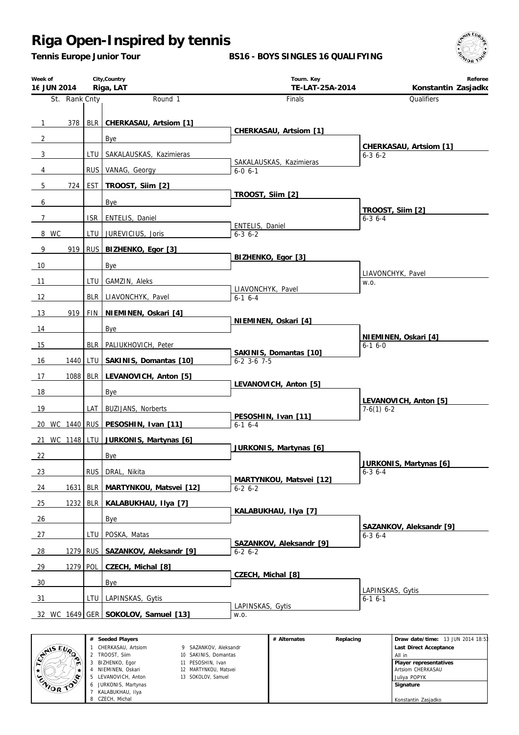# Riga Open-Inspired by tennis

**Tennis Europe Junior Tour** — **BS16 - BOYS SINGLES 16 QUALIFYING**

| Week of | City,Country | Tourn. Key | Referee |
|---|---|---|---|
| 16 JUN 2014 | Riga, LAT | TE-LAT-25A-2014 | Konstantin Zasjadko |

| St. | Rank | Cnty | Round 1 | Finals | Qualifiers |
|---|---|---|---|---|---|
| 1 | 378 | BLR | **CHERKASAU, Artsiom [1]** | **CHERKASAU, Artsiom [1]** | **CHERKASAU, Artsiom [1]** 6-3 6-2 |
| 2 | | | Bye | | |
| 3 | | LTU | SAKALAUSKAS, Kazimieras | SAKALAUSKAS, Kazimieras 6-0 6-1 | |
| 4 | | RUS | VANAG, Georgy | | |
| 5 | 724 | EST | **TROOST, Siim [2]** | **TROOST, Siim [2]** | **TROOST, Siim [2]** 6-3 6-4 |
| 6 | | | Bye | | |
| 7 | | ISR | ENTELIS, Daniel | ENTELIS, Daniel 6-3 6-2 | |
| 8 WC | | LTU | JUREVICIUS, Joris | | |
| 9 | 919 | RUS | **BIZHENKO, Egor [3]** | **BIZHENKO, Egor [3]** | LIAVONCHYK, Pavel w.o. |
| 10 | | | Bye | | |
| 11 | | LTU | GAMZIN, Aleks | LIAVONCHYK, Pavel 6-1 6-4 | |
| 12 | | BLR | LIAVONCHYK, Pavel | | |
| 13 | 919 | FIN | **NIEMINEN, Oskari [4]** | **NIEMINEN, Oskari [4]** | **NIEMINEN, Oskari [4]** 6-1 6-0 |
| 14 | | | Bye | | |
| 15 | | BLR | PALIUKHOVICH, Peter | **SAKINIS, Domantas [10]** 6-2 3-6 7-5 | |
| 16 | 1440 | LTU | **SAKINIS, Domantas [10]** | | |
| 17 | 1088 | BLR | **LEVANOVICH, Anton [5]** | **LEVANOVICH, Anton [5]** | **LEVANOVICH, Anton [5]** 7-6(1) 6-2 |
| 18 | | | Bye | | |
| 19 | | LAT | BUZIJANS, Norberts | **PESOSHIN, Ivan [11]** 6-1 6-4 | |
| 20 WC | 1440 | RUS | **PESOSHIN, Ivan [11]** | | |
| 21 WC | 1148 | LTU | **JURKONIS, Martynas [6]** | **JURKONIS, Martynas [6]** | **JURKONIS, Martynas [6]** 6-3 6-4 |
| 22 | | | Bye | | |
| 23 | | RUS | DRAL, Nikita | **MARTYNKOU, Matsvei [12]** 6-2 6-2 | |
| 24 | 1631 | BLR | **MARTYNKOU, Matsvei [12]** | | |
| 25 | 1232 | BLR | **KALABUKHAU, Ilya [7]** | **KALABUKHAU, Ilya [7]** | **SAZANKOV, Aleksandr [9]** 6-3 6-4 |
| 26 | | | Bye | | |
| 27 | | LTU | POSKA, Matas | **SAZANKOV, Aleksandr [9]** 6-2 6-2 | |
| 28 | 1279 | RUS | **SAZANKOV, Aleksandr [9]** | | |
| 29 | 1279 | POL | **CZECH, Michal [8]** | **CZECH, Michal [8]** | LAPINSKAS, Gytis 6-1 6-1 |
| 30 | | | Bye | | |
| 31 | | LTU | LAPINSKAS, Gytis | LAPINSKAS, Gytis w.o. | |
| 32 WC | 1649 | GER | **SOKOLOV, Samuel [13]** | | |

| # | Seeded Players | # | Seeded Players | # Alternates | Replacing |
|---|---|---|---|---|---|
| 1 | CHERKASAU, Artsiom | 9 | SAZANKOV, Aleksandr | | |
| 2 | TROOST, Siim | 10 | SAKINIS, Domantas | | |
| 3 | BIZHENKO, Egor | 11 | PESOSHIN, Ivan | | |
| 4 | NIEMINEN, Oskari | 12 | MARTYNKOU, Matsvei | | |
| 5 | LEVANOVICH, Anton | 13 | SOKOLOV, Samuel | | |
| 6 | JURKONIS, Martynas | | | | |
| 7 | KALABUKHAU, Ilya | | | | |
| 8 | CZECH, Michal | | | | |

**Draw date/time:** 13 JUN 2014 18:53

**Last Direct Acceptance**
All in

**Player representatives**
Artsiom CHERKASAU
Juliya POPYK

**Signature**

Konstantin Zasjadko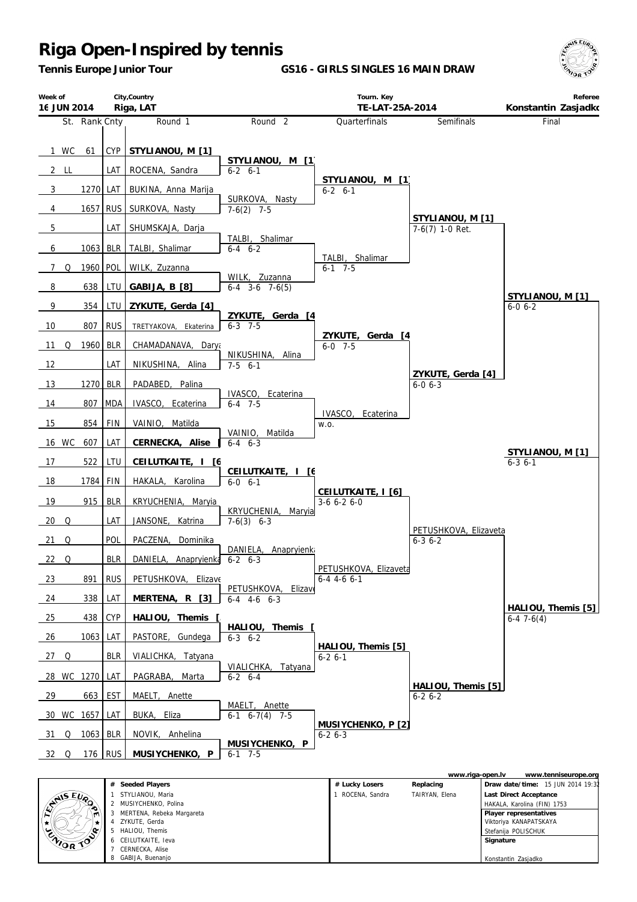# Riga Open-Inspired by tennis

**Tennis Europe Junior Tour** — **GS16 - GIRLS SINGLES 16 MAIN DRAW**

| Week of | City,Country | Tourn. Key | Referee |
|---|---|---|---|
| 16 JUN 2014 | Riga, LAT | TE-LAT-25A-2014 | Konstantin Zasjadko |

| St. | | Rank | Cnty | Round 1 | Round 2 | Quarterfinals | Semifinals | Final |
|---|---|---|---|---|---|---|---|---|
| 1 | WC | 61 | CYP | **STYLIANOU, M [1]** | | | | |
| | | | | | **STYLIANOU, M [1]** 6-2 6-1 | | | |
| 2 | LL | | LAT | ROCENA, Sandra | | | | |
| | | | | | | **STYLIANOU, M [1]** 6-2 6-1 | | |
| 3 | | 1270 | LAT | BUKINA, Anna Marija | | | | |
| | | | | | SURKOVA, Nasty 7-6(2) 7-5 | | | |
| 4 | | 1657 | RUS | SURKOVA, Nasty | | | | |
| | | | | | | | **STYLIANOU, M [1]** 7-6(7) 1-0 Ret. | |
| 5 | | | LAT | SHUMSKAJA, Darja | | | | |
| | | | | | TALBI, Shalimar 6-4 6-2 | | | |
| 6 | | 1063 | BLR | TALBI, Shalimar | | | | |
| | | | | | | TALBI, Shalimar 6-1 7-5 | | |
| 7 | Q | 1960 | POL | WILK, Zuzanna | | | | |
| | | | | | WILK, Zuzanna 6-4 3-6 7-6(5) | | | |
| 8 | | 638 | LTU | **GABIJA, B [8]** | | | | |
| | | | | | | | | **STYLIANOU, M [1]** 6-0 6-2 |
| 9 | | 354 | LTU | **ZYKUTE, Gerda [4]** | | | | |
| | | | | | **ZYKUTE, Gerda [4]** 6-3 7-5 | | | |
| 10 | | 807 | RUS | TRETYAKOVA, Ekaterina | | | | |
| | | | | | | **ZYKUTE, Gerda [4]** 6-0 7-5 | | |
| 11 | Q | 1960 | BLR | CHAMADANAVA, Darya | | | | |
| | | | | | NIKUSHINA, Alina 7-5 6-1 | | | |
| 12 | | | LAT | NIKUSHINA, Alina | | | | |
| | | | | | | | **ZYKUTE, Gerda [4]** 6-0 6-3 | |
| 13 | | 1270 | BLR | PADABED, Palina | | | | |
| | | | | | IVASCO, Ecaterina 6-4 7-5 | | | |
| 14 | | 807 | MDA | IVASCO, Ecaterina | | | | |
| | | | | | | IVASCO, Ecaterina w.o. | | |
| 15 | | 854 | FIN | VAINIO, Matilda | | | | |
| | | | | | VAINIO, Matilda 6-4 6-3 | | | |
| 16 | WC | 607 | LAT | **CERNECKA, Alise [7]** | | | | |
| | | | | | | | | **Winner: STYLIANOU, M [1]** 6-3 6-1 |
| 17 | | 522 | LTU | **CEILUTKAITE, I [6]** | | | | |
| | | | | | **CEILUTKAITE, I [6]** 6-0 6-1 | | | |
| 18 | | 1784 | FIN | HAKALA, Karolina | | | | |
| | | | | | | **CEILUTKAITE, I [6]** 3-6 6-2 6-0 | | |
| 19 | | 915 | BLR | KRYUCHENIA, Maryia | | | | |
| | | | | | KRYUCHENIA, Maryia 7-6(3) 6-3 | | | |
| 20 | Q | | LAT | JANSONE, Katrina | | | | |
| | | | | | | | PETUSHKOVA, Elizaveta 6-3 6-2 | |
| 21 | Q | | POL | PACZENA, Dominika | | | | |
| | | | | | DANIELA, Anapryienka 6-2 6-3 | | | |
| 22 | Q | | BLR | DANIELA, Anapryienka | | | | |
| | | | | | | PETUSHKOVA, Elizaveta 6-4 4-6 6-1 | | |
| 23 | | 891 | RUS | PETUSHKOVA, Elizaveta | | | | |
| | | | | | PETUSHKOVA, Elizaveta 6-4 4-6 6-3 | | | |
| 24 | | 338 | LAT | **MERTENA, R [3]** | | | | |
| | | | | | | | | **HALIOU, Themis [5]** 6-4 7-6(4) |
| 25 | | 438 | CYP | **HALIOU, Themis [5]** | | | | |
| | | | | | **HALIOU, Themis [5]** 6-3 6-2 | | | |
| 26 | | 1063 | LAT | PASTORE, Gundega | | | | |
| | | | | | | **HALIOU, Themis [5]** 6-2 6-1 | | |
| 27 | Q | | BLR | VIALICHKA, Tatyana | | | | |
| | | | | | VIALICHKA, Tatyana 6-2 6-4 | | | |
| 28 | WC | 1270 | LAT | PAGRABA, Marta | | | | |
| | | | | | | | **HALIOU, Themis [5]** 6-2 6-2 | |
| 29 | | 663 | EST | MAELT, Anette | | | | |
| | | | | | MAELT, Anette 6-1 6-7(4) 7-5 | | | |
| 30 | WC | 1657 | LAT | BUKA, Eliza | | | | |
| | | | | | | **MUSIYCHENKO, P [2]** 6-2 6-3 | | |
| 31 | Q | 1063 | BLR | NOVIK, Anhelina | | | | |
| | | | | | **MUSIYCHENKO, P [2]** 6-1 7-5 | | | |
| 32 | Q | 176 | RUS | **MUSIYCHENKO, P [2]** | | | | |

www.riga-open.lv — www.tenniseurope.org

| # | Seeded Players | # | Lucky Losers | Replacing |
|---|---|---|---|---|
| 1 | STYLIANOU, Maria | 1 | ROCENA, Sandra | TAIRYAN, Elena |
| 2 | MUSIYCHENKO, Polina | | | |
| 3 | MERTENA, Rebeka Margareta | | | |
| 4 | ZYKUTE, Gerda | | | |
| 5 | HALIOU, Themis | | | |
| 6 | CEILUTKAITE, Ieva | | | |
| 7 | CERNECKA, Alise | | | |
| 8 | GABIJA, Buenanjo | | | |

**Draw date/time:** 15 JUN 2014 19:32

**Last Direct Acceptance**
HAKALA, Karolina (FIN) 1753

**Player representatives**
Viktoriya KANAPATSKAYA
Stefanija POLISCHUK

**Signature**
Konstantin Zasjadko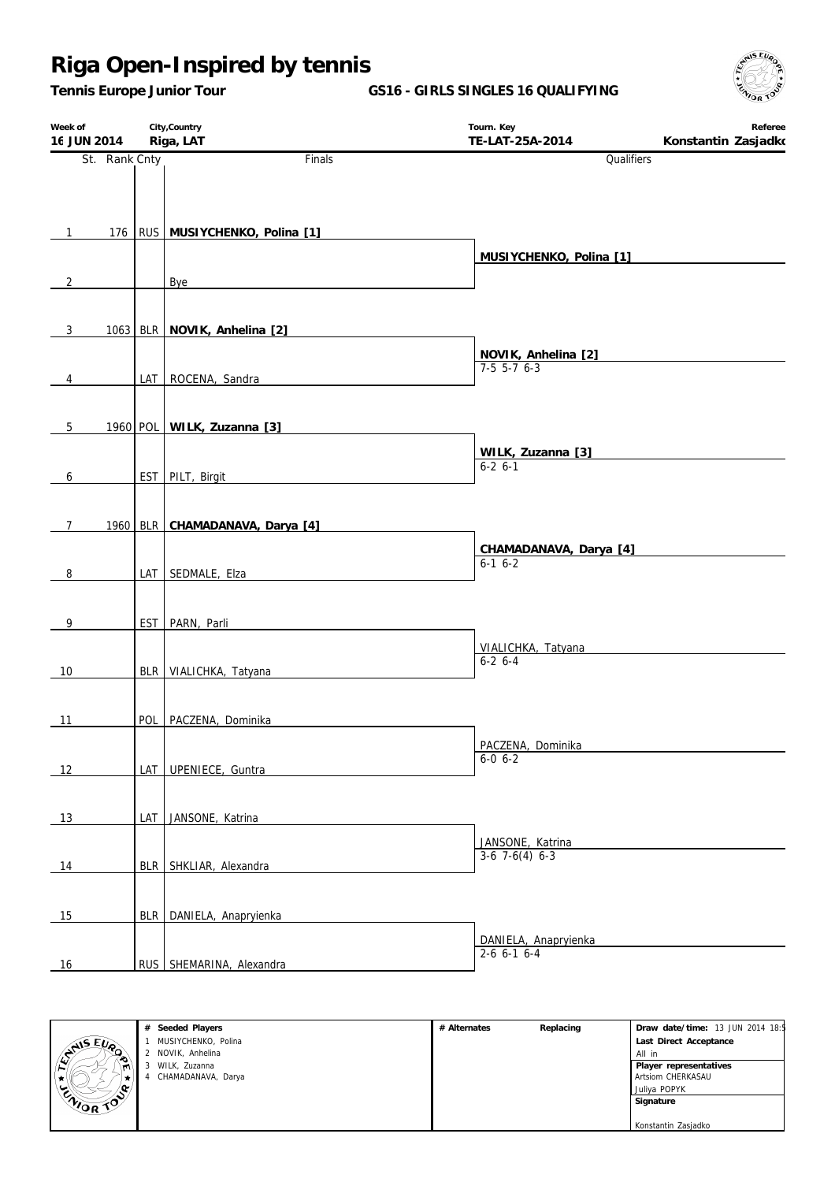# Riga Open-Inspired by tennis

**Tennis Europe Junior Tour** **GS16 - GIRLS SINGLES 16 QUALIFYING**

| Week of | City,Country | Tourn. Key | Referee |
|---|---|---|---|
| 16 JUN 2014 | Riga, LAT | TE-LAT-25A-2014 | Konstantin Zasjadko |

| St. | Rank | Cnty | Finals | Qualifiers |
|---|---|---|---|---|
| 1 | 176 | RUS | **MUSIYCHENKO, Polina [1]** | |
| | | | | **MUSIYCHENKO, Polina [1]** |
| 2 | | | Bye | |
| 3 | 1063 | BLR | **NOVIK, Anhelina [2]** | |
| | | | | **NOVIK, Anhelina [2]** 7-5 5-7 6-3 |
| 4 | | LAT | ROCENA, Sandra | |
| 5 | 1960 | POL | **WILK, Zuzanna [3]** | |
| | | | | **WILK, Zuzanna [3]** 6-2 6-1 |
| 6 | | EST | PILT, Birgit | |
| 7 | 1960 | BLR | **CHAMADANAVA, Darya [4]** | |
| | | | | **CHAMADANAVA, Darya [4]** 6-1 6-2 |
| 8 | | LAT | SEDMALE, Elza | |
| 9 | | EST | PARN, Parli | |
| | | | | VIALICHKA, Tatyana 6-2 6-4 |
| 10 | | BLR | VIALICHKA, Tatyana | |
| 11 | | POL | PACZENA, Dominika | |
| | | | | PACZENA, Dominika 6-0 6-2 |
| 12 | | LAT | UPENIECE, Guntra | |
| 13 | | LAT | JANSONE, Katrina | |
| | | | | JANSONE, Katrina 3-6 7-6(4) 6-3 |
| 14 | | BLR | SHKLIAR, Alexandra | |
| 15 | | BLR | DANIELA, Anapryienka | |
| | | | | DANIELA, Anapryienka 2-6 6-1 6-4 |
| 16 | | RUS | SHEMARINA, Alexandra | |

| # | Seeded Players | # Alternates | Replacing | |
|---|---|---|---|---|
| 1 | MUSIYCHENKO, Polina | | | **Draw date/time:** 13 JUN 2014 18:5 |
| 2 | NOVIK, Anhelina | | | **Last Direct Acceptance** All in |
| 3 | WILK, Zuzanna | | | **Player representatives** Artsiom CHERKASAU, Juliya POPYK |
| 4 | CHAMADANAVA, Darya | | | **Signature** Konstantin Zasjadko |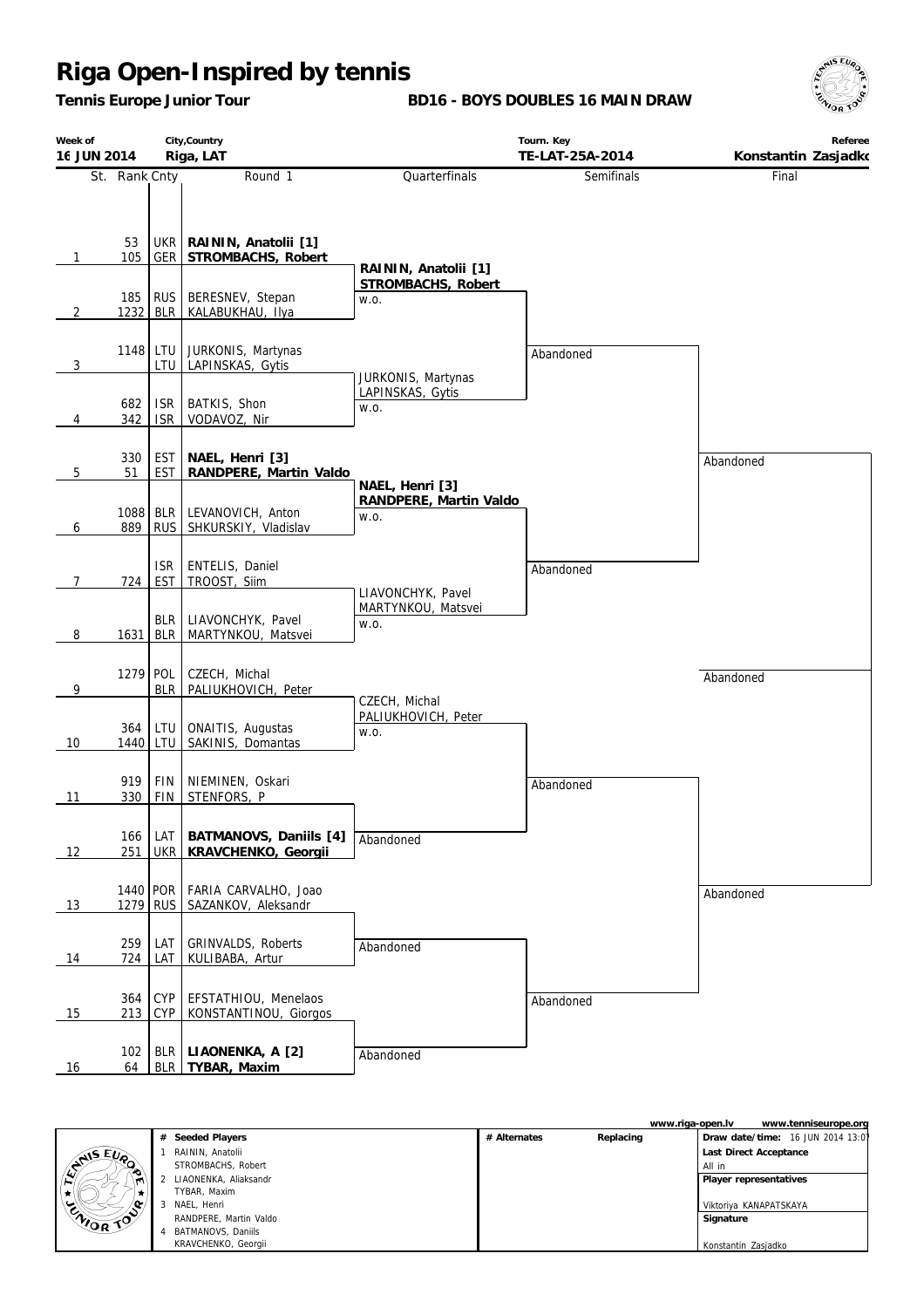# Riga Open-Inspired by tennis

**Tennis Europe Junior Tour**

**BD16 - BOYS DOUBLES 16 MAIN DRAW**

| Week of | City,Country | Tourn. Key | Referee |
|---|---|---|---|
| 16 JUN 2014 | Riga, LAT | TE-LAT-25A-2014 | Konstantin Zasjadko |

| St. | Rank | Cnty | Round 1 | Quarterfinals | Semifinals | Final |
|---|---|---|---|---|---|---|
| 1 | 53 / 105 | UKR / GER | **RAININ, Anatolii [1]** / **STROMBACHS, Robert** | **RAININ, Anatolii [1]** / **STROMBACHS, Robert** | | |
| 2 | 185 / 1232 | RUS / BLR | BERESNEV, Stepan / KALABUKHAU, Ilya | w.o. | Abandoned | |
| 3 | 1148 / | LTU / LTU | JURKONIS, Martynas / LAPINSKAS, Gytis | JURKONIS, Martynas / LAPINSKAS, Gytis | | |
| 4 | 682 / 342 | ISR / ISR | BATKIS, Shon / VODAVOZ, Nir | w.o. | | Abandoned |
| 5 | 330 / 51 | EST / EST | **NAEL, Henri [3]** / **RANDPERE, Martin Valdo** | **NAEL, Henri [3]** / **RANDPERE, Martin Valdo** | | |
| 6 | 1088 / 889 | BLR / RUS | LEVANOVICH, Anton / SHKURSKIY, Vladislav | w.o. | Abandoned | |
| 7 | / 724 | ISR / EST | ENTELIS, Daniel / TROOST, Siim | LIAVONCHYK, Pavel / MARTYNKOU, Matsvei | | |
| 8 | / 1631 | BLR / BLR | LIAVONCHYK, Pavel / MARTYNKOU, Matsvei | w.o. | | Abandoned |
| 9 | 1279 / | POL / BLR | CZECH, Michal / PALIUKHOVICH, Peter | CZECH, Michal / PALIUKHOVICH, Peter | | |
| 10 | 364 / 1440 | LTU / LTU | ONAITIS, Augustas / SAKINIS, Domantas | w.o. | Abandoned | |
| 11 | 919 / 330 | FIN / FIN | NIEMINEN, Oskari / STENFORS, P | Abandoned | | |
| 12 | 166 / 251 | LAT / UKR | **BATMANOVS, Daniils [4]** / **KRAVCHENKO, Georgii** | | | Abandoned |
| 13 | 1440 / 1279 | POR / RUS | FARIA CARVALHO, Joao / SAZANKOV, Aleksandr | Abandoned | | |
| 14 | 259 / 724 | LAT / LAT | GRINVALDS, Roberts / KULIBABA, Artur | | Abandoned | |
| 15 | 364 / 213 | CYP / CYP | EFSTATHIOU, Menelaos / KONSTANTINOU, Giorgos | Abandoned | | |
| 16 | 102 / 64 | BLR / BLR | **LIAONENKA, A [2]** / **TYBAR, Maxim** | | | |

www.riga-open.lv www.tenniseurope.org

| # | Seeded Players | # Alternates | Replacing | |
|---|---|---|---|---|
| 1 | RAININ, Anatolii / STROMBACHS, Robert | | | **Draw date/time:** 16 JUN 2014 13:07 |
| 2 | LIAONENKA, Aliaksandr / TYBAR, Maxim | | | **Last Direct Acceptance**: All in |
| 3 | NAEL, Henri / RANDPERE, Martin Valdo | | | **Player representatives**: Viktoriya KANAPATSKAYA |
| 4 | BATMANOVS, Daniils / KRAVCHENKO, Georgii | | | **Signature**: Konstantin Zasjadko |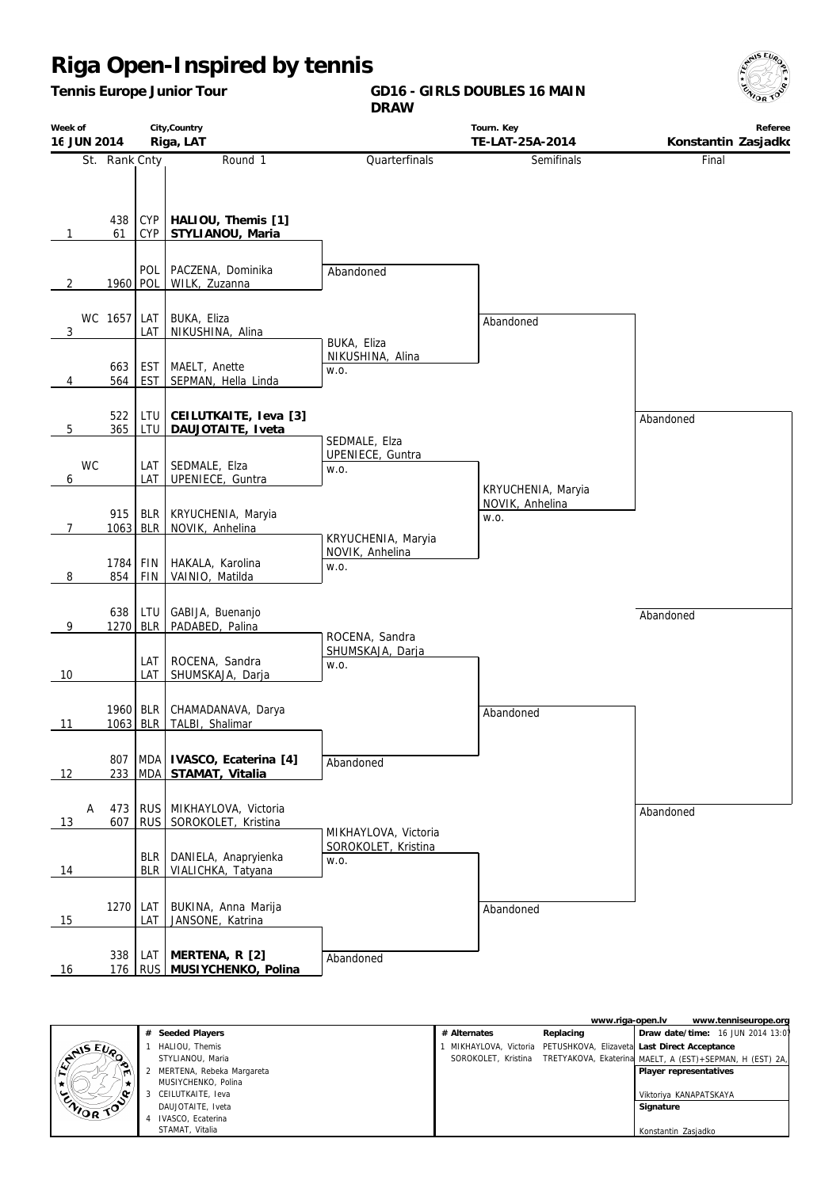# Riga Open-Inspired by tennis

**Tennis Europe Junior Tour**

**GD16 - GIRLS DOUBLES 16 MAIN DRAW**

| Week of | City,Country | Tourn. Key | Referee |
|---|---|---|---|
| 16 JUN 2014 | Riga, LAT | TE-LAT-25A-2014 | Konstantin Zasjadko |

| St. | Rank | Cnty | Round 1 | Quarterfinals | Semifinals | Final |
|---|---|---|---|---|---|---|
| 1 | 438 / 61 | CYP / CYP | **HALIOU, Themis [1]** / **STYLIANOU, Maria** | | | |
| 2 | 1960 | POL / POL | PACZENA, Dominika / WILK, Zuzanna | Abandoned | | |
| 3 | WC 1657 | LAT / LAT | BUKA, Eliza / NIKUSHINA, Alina | | Abandoned | |
| 4 | 663 / 564 | EST / EST | MAELT, Anette / SEPMAN, Hella Linda | BUKA, Eliza / NIKUSHINA, Alina w.o. | | |
| 5 | 522 / 365 | LTU / LTU | **CEILUTKAITE, Ieva [3]** / **DAUJOTAITE, Iveta** | | | Abandoned |
| 6 | WC | LAT / LAT | SEDMALE, Elza / UPENIECE, Guntra | SEDMALE, Elza / UPENIECE, Guntra w.o. | | |
| 7 | 915 / 1063 | BLR / BLR | KRYUCHENIA, Maryia / NOVIK, Anhelina | | KRYUCHENIA, Maryia / NOVIK, Anhelina w.o. | |
| 8 | 1784 / 854 | FIN / FIN | HAKALA, Karolina / VAINIO, Matilda | KRYUCHENIA, Maryia / NOVIK, Anhelina w.o. | | |
| 9 | 638 / 1270 | LTU / BLR | GABIJA, Buenanjo / PADABED, Palina | | | Abandoned |
| 10 | | LAT / LAT | ROCENA, Sandra / SHUMSKAJA, Darja | ROCENA, Sandra / SHUMSKAJA, Darja w.o. | | |
| 11 | 1960 / 1063 | BLR / BLR | CHAMADANAVA, Darya / TALBI, Shalimar | | Abandoned | |
| 12 | 807 / 233 | MDA / MDA | **IVASCO, Ecaterina [4]** / **STAMAT, Vitalia** | Abandoned | | |
| 13 | A 473 / 607 | RUS / RUS | MIKHAYLOVA, Victoria / SOROKOLET, Kristina | | | Abandoned |
| 14 | | BLR / BLR | DANIELA, Anapryienka / VIALICHKA, Tatyana | MIKHAYLOVA, Victoria / SOROKOLET, Kristina w.o. | | |
| 15 | 1270 | LAT / LAT | BUKINA, Anna Marija / JANSONE, Katrina | | Abandoned | |
| 16 | 338 / 176 | LAT / RUS | **MERTENA, R [2]** / **MUSIYCHENKO, Polina** | Abandoned | | |

www.riga-open.lv www.tenniseurope.org

| # | Seeded Players | # | Alternates | Replacing | |
|---|---|---|---|---|---|
| 1 | HALIOU, Themis / STYLIANOU, Maria | 1 | MIKHAYLOVA, Victoria / SOROKOLET, Kristina | PETUSHKOVA, Elizaveta / TRETYAKOVA, Ekaterina | **Draw date/time:** 16 JUN 2014 13:07 |
| 2 | MERTENA, Rebeka Margareta / MUSIYCHENKO, Polina | | | | **Last Direct Acceptance** MAELT, A (EST)+SEPMAN, H (EST) 2A, |
| 3 | CEILUTKAITE, Ieva / DAUJOTAITE, Iveta | | | | **Player representatives** Viktoriya KANAPATSKAYA |
| 4 | IVASCO, Ecaterina / STAMAT, Vitalia | | | | **Signature** Konstantin Zasjadko |